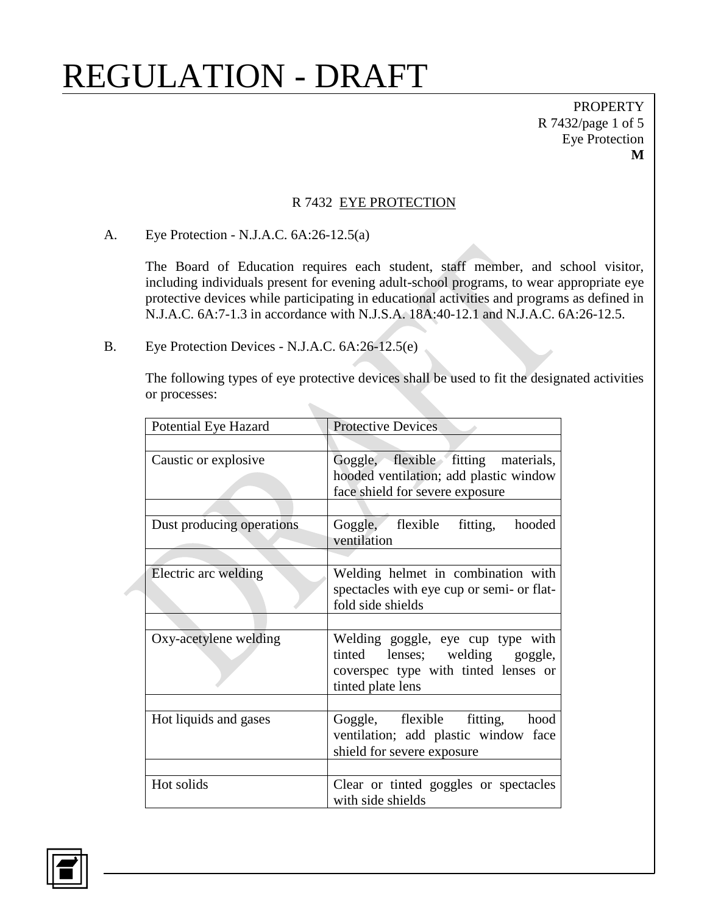# REGULATION - DRAFT

PROPERTY
R 7432/page 1 of 5
Eye Protection
**M**

## R 7432 EYE PROTECTION

A. Eye Protection - N.J.A.C. 6A:26-12.5(a)

The Board of Education requires each student, staff member, and school visitor, including individuals present for evening adult-school programs, to wear appropriate eye protective devices while participating in educational activities and programs as defined in N.J.A.C. 6A:7-1.3 in accordance with N.J.S.A. 18A:40-12.1 and N.J.A.C. 6A:26-12.5.

B. Eye Protection Devices - N.J.A.C. 6A:26-12.5(e)

The following types of eye protective devices shall be used to fit the designated activities or processes:

| Potential Eye Hazard | Protective Devices |
|---|---|
| Caustic or explosive | Goggle, flexible fitting materials, hooded ventilation; add plastic window face shield for severe exposure |
| Dust producing operations | Goggle, flexible fitting, hooded ventilation |
| Electric arc welding | Welding helmet in combination with spectacles with eye cup or semi- or flat-fold side shields |
| Oxy-acetylene welding | Welding goggle, eye cup type with tinted lenses; welding goggle, coverspec type with tinted lenses or tinted plate lens |
| Hot liquids and gases | Goggle, flexible fitting, hood ventilation; add plastic window face shield for severe exposure |
| Hot solids | Clear or tinted goggles or spectacles with side shields |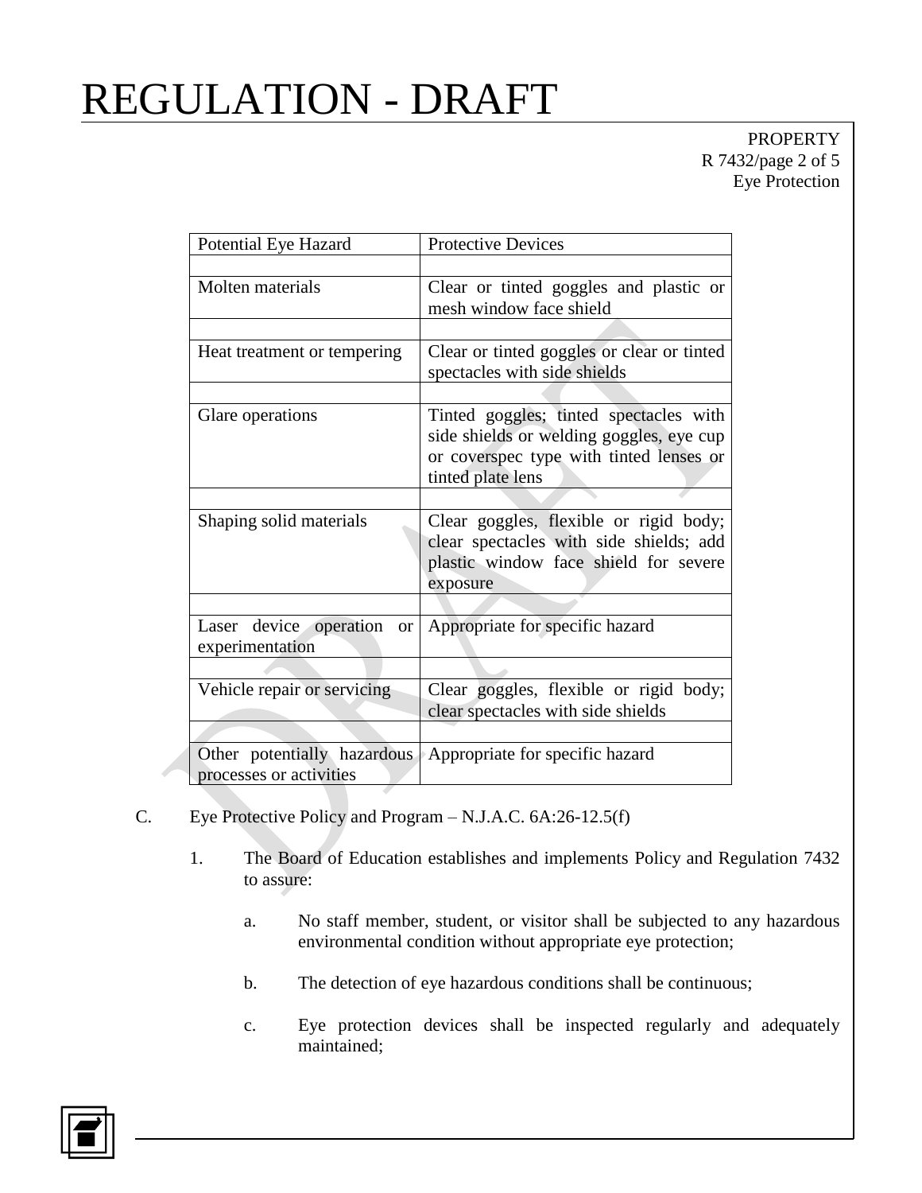| Potential Eye Hazard | Protective Devices |
|---|---|
| Molten materials | Clear or tinted goggles and plastic or mesh window face shield |
| Heat treatment or tempering | Clear or tinted goggles or clear or tinted spectacles with side shields |
| Glare operations | Tinted goggles; tinted spectacles with side shields or welding goggles, eye cup or coverspec type with tinted lenses or tinted plate lens |
| Shaping solid materials | Clear goggles, flexible or rigid body; clear spectacles with side shields; add plastic window face shield for severe exposure |
| Laser device operation or experimentation | Appropriate for specific hazard |
| Vehicle repair or servicing | Clear goggles, flexible or rigid body; clear spectacles with side shields |
| Other potentially hazardous processes or activities | Appropriate for specific hazard |

C. Eye Protective Policy and Program – N.J.A.C. 6A:26-12.5(f)

1. The Board of Education establishes and implements Policy and Regulation 7432 to assure:

   a. No staff member, student, or visitor shall be subjected to any hazardous environmental condition without appropriate eye protection;

   b. The detection of eye hazardous conditions shall be continuous;

   c. Eye protection devices shall be inspected regularly and adequately maintained;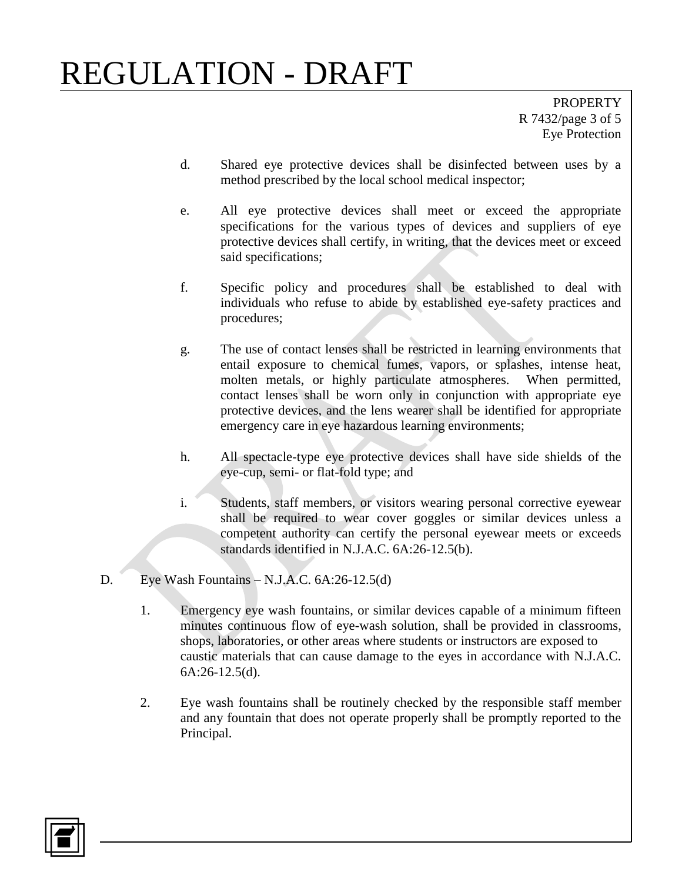d. Shared eye protective devices shall be disinfected between uses by a method prescribed by the local school medical inspector;

e. All eye protective devices shall meet or exceed the appropriate specifications for the various types of devices and suppliers of eye protective devices shall certify, in writing, that the devices meet or exceed said specifications;

f. Specific policy and procedures shall be established to deal with individuals who refuse to abide by established eye-safety practices and procedures;

g. The use of contact lenses shall be restricted in learning environments that entail exposure to chemical fumes, vapors, or splashes, intense heat, molten metals, or highly particulate atmospheres. When permitted, contact lenses shall be worn only in conjunction with appropriate eye protective devices, and the lens wearer shall be identified for appropriate emergency care in eye hazardous learning environments;

h. All spectacle-type eye protective devices shall have side shields of the eye-cup, semi- or flat-fold type; and

i. Students, staff members, or visitors wearing personal corrective eyewear shall be required to wear cover goggles or similar devices unless a competent authority can certify the personal eyewear meets or exceeds standards identified in N.J.A.C. 6A:26-12.5(b).

D. Eye Wash Fountains – N.J.A.C. 6A:26-12.5(d)

1. Emergency eye wash fountains, or similar devices capable of a minimum fifteen minutes continuous flow of eye-wash solution, shall be provided in classrooms, shops, laboratories, or other areas where students or instructors are exposed to caustic materials that can cause damage to the eyes in accordance with N.J.A.C. 6A:26-12.5(d).

2. Eye wash fountains shall be routinely checked by the responsible staff member and any fountain that does not operate properly shall be promptly reported to the Principal.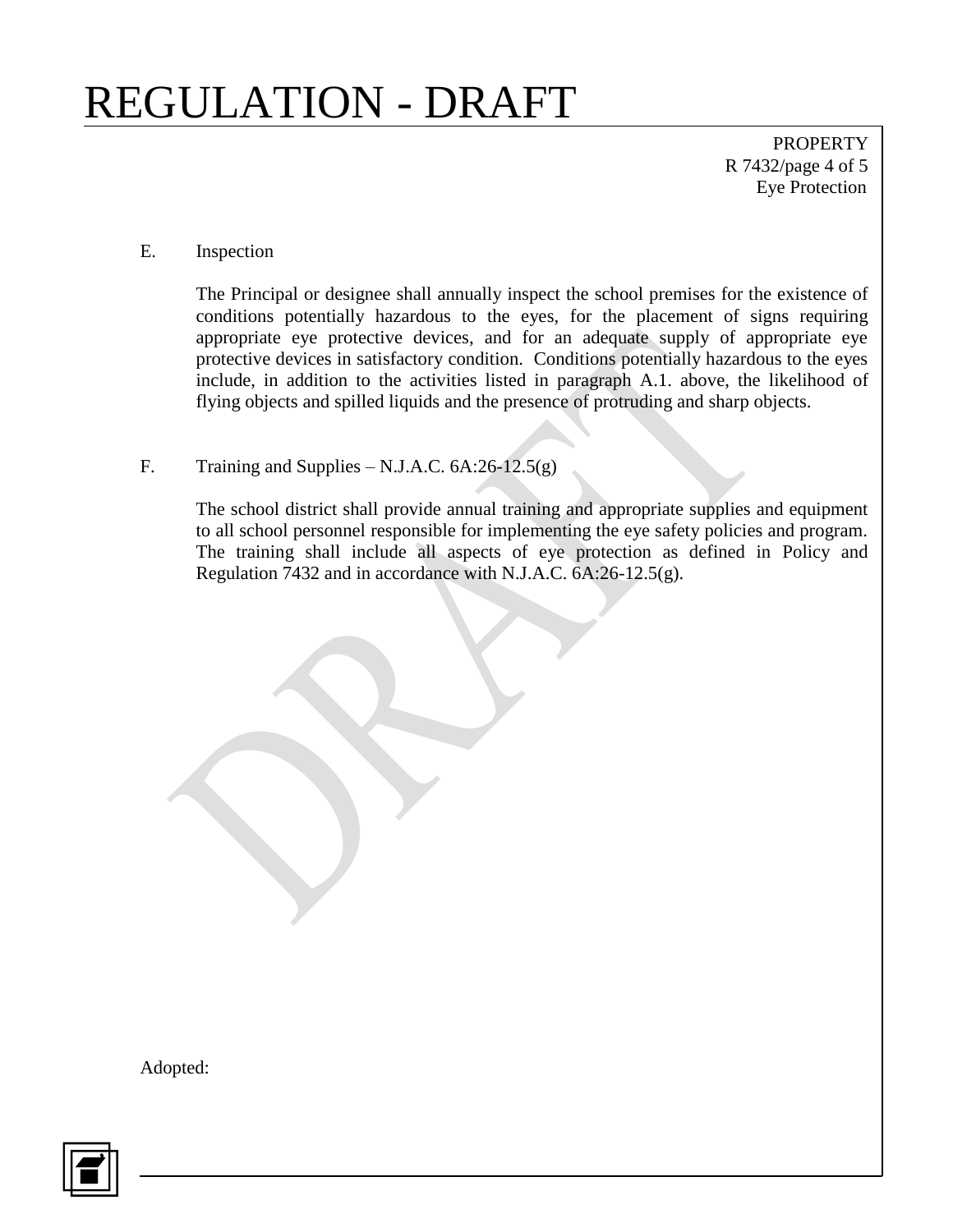E. Inspection

The Principal or designee shall annually inspect the school premises for the existence of conditions potentially hazardous to the eyes, for the placement of signs requiring appropriate eye protective devices, and for an adequate supply of appropriate eye protective devices in satisfactory condition. Conditions potentially hazardous to the eyes include, in addition to the activities listed in paragraph A.1. above, the likelihood of flying objects and spilled liquids and the presence of protruding and sharp objects.

F. Training and Supplies – N.J.A.C. 6A:26-12.5(g)

The school district shall provide annual training and appropriate supplies and equipment to all school personnel responsible for implementing the eye safety policies and program. The training shall include all aspects of eye protection as defined in Policy and Regulation 7432 and in accordance with N.J.A.C. 6A:26-12.5(g).

Adopted: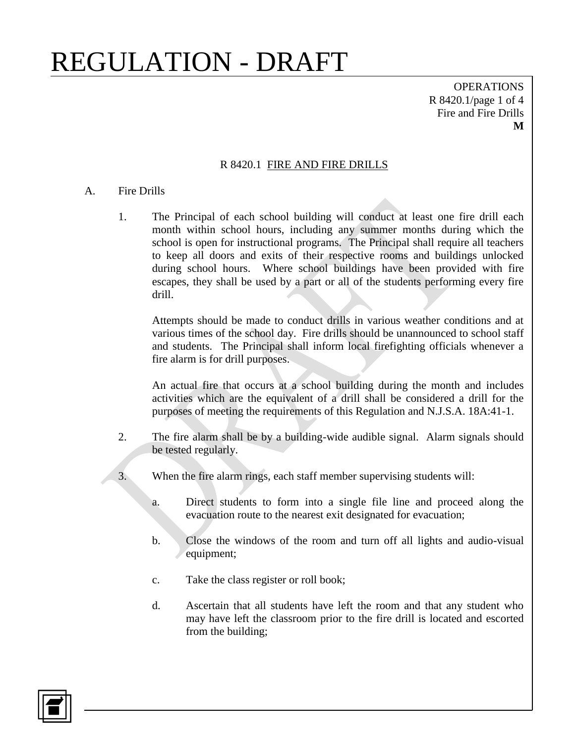# REGULATION - DRAFT

## R 8420.1 FIRE AND FIRE DRILLS

A. Fire Drills

1. The Principal of each school building will conduct at least one fire drill each month within school hours, including any summer months during which the school is open for instructional programs. The Principal shall require all teachers to keep all doors and exits of their respective rooms and buildings unlocked during school hours. Where school buildings have been provided with fire escapes, they shall be used by a part or all of the students performing every fire drill.

   Attempts should be made to conduct drills in various weather conditions and at various times of the school day. Fire drills should be unannounced to school staff and students. The Principal shall inform local firefighting officials whenever a fire alarm is for drill purposes.

   An actual fire that occurs at a school building during the month and includes activities which are the equivalent of a drill shall be considered a drill for the purposes of meeting the requirements of this Regulation and N.J.S.A. 18A:41-1.

2. The fire alarm shall be by a building-wide audible signal. Alarm signals should be tested regularly.

3. When the fire alarm rings, each staff member supervising students will:

   a. Direct students to form into a single file line and proceed along the evacuation route to the nearest exit designated for evacuation;

   b. Close the windows of the room and turn off all lights and audio-visual equipment;

   c. Take the class register or roll book;

   d. Ascertain that all students have left the room and that any student who may have left the classroom prior to the fire drill is located and escorted from the building;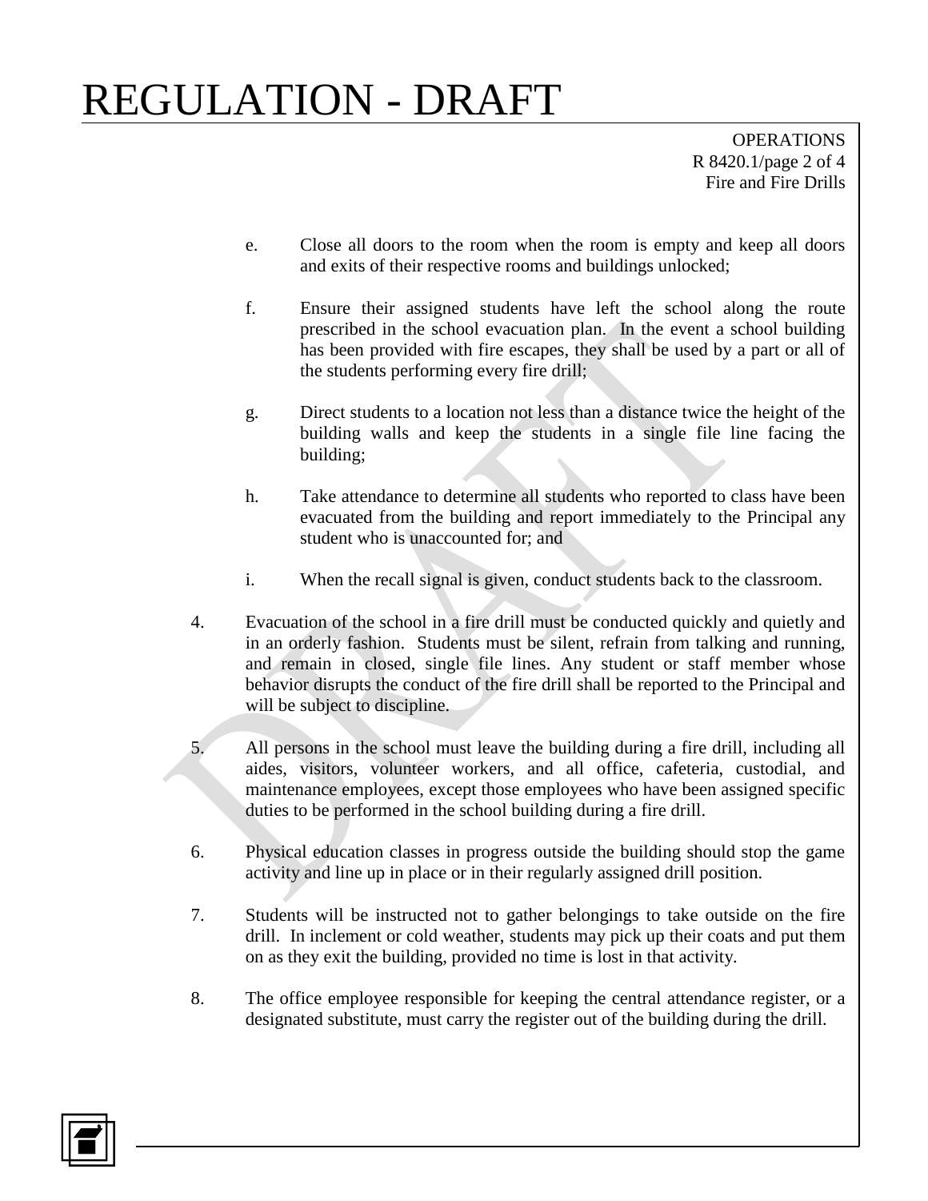e. Close all doors to the room when the room is empty and keep all doors and exits of their respective rooms and buildings unlocked;

f. Ensure their assigned students have left the school along the route prescribed in the school evacuation plan. In the event a school building has been provided with fire escapes, they shall be used by a part or all of the students performing every fire drill;

g. Direct students to a location not less than a distance twice the height of the building walls and keep the students in a single file line facing the building;

h. Take attendance to determine all students who reported to class have been evacuated from the building and report immediately to the Principal any student who is unaccounted for; and

i. When the recall signal is given, conduct students back to the classroom.

4. Evacuation of the school in a fire drill must be conducted quickly and quietly and in an orderly fashion. Students must be silent, refrain from talking and running, and remain in closed, single file lines. Any student or staff member whose behavior disrupts the conduct of the fire drill shall be reported to the Principal and will be subject to discipline.

5. All persons in the school must leave the building during a fire drill, including all aides, visitors, volunteer workers, and all office, cafeteria, custodial, and maintenance employees, except those employees who have been assigned specific duties to be performed in the school building during a fire drill.

6. Physical education classes in progress outside the building should stop the game activity and line up in place or in their regularly assigned drill position.

7. Students will be instructed not to gather belongings to take outside on the fire drill. In inclement or cold weather, students may pick up their coats and put them on as they exit the building, provided no time is lost in that activity.

8. The office employee responsible for keeping the central attendance register, or a designated substitute, must carry the register out of the building during the drill.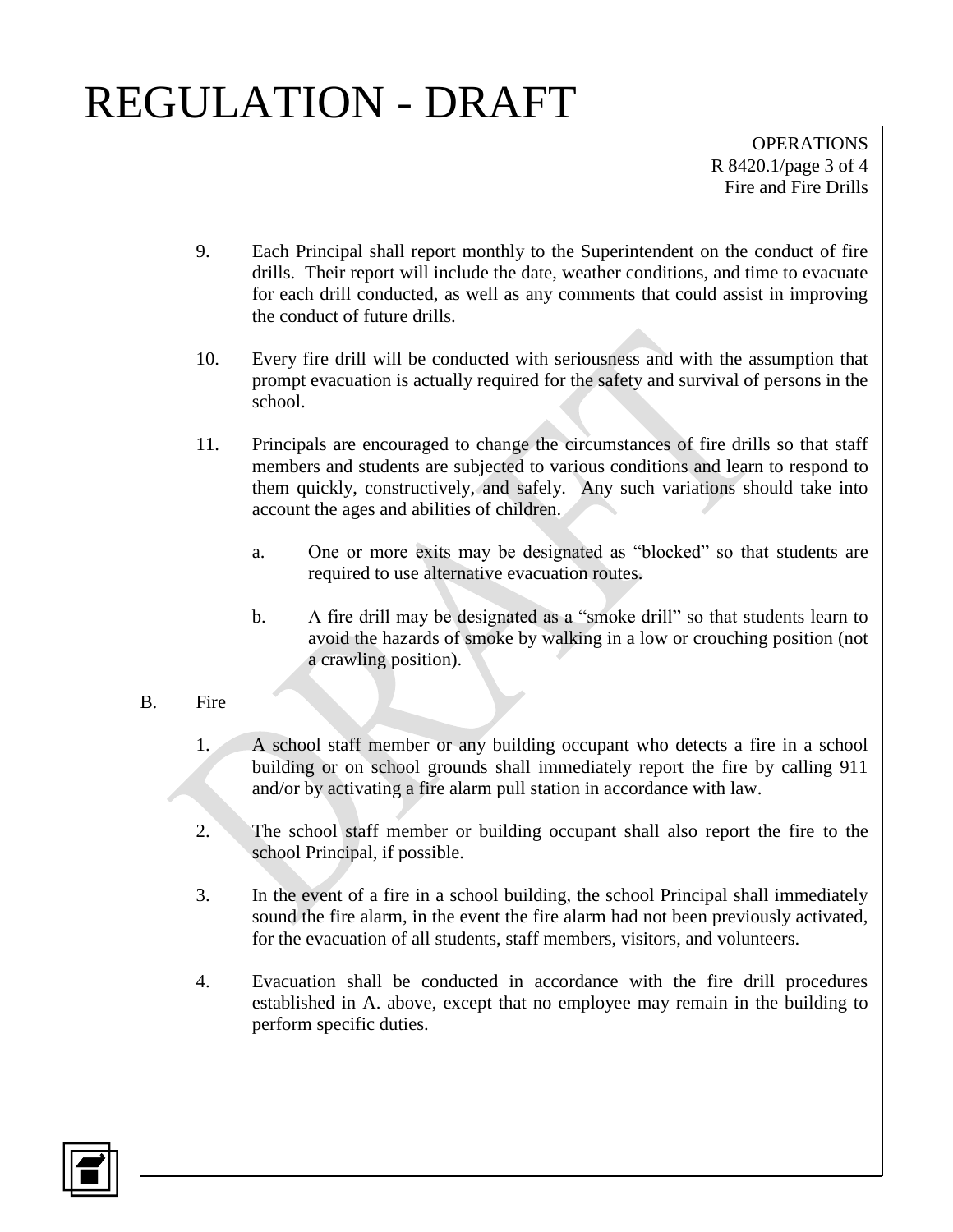9. Each Principal shall report monthly to the Superintendent on the conduct of fire drills. Their report will include the date, weather conditions, and time to evacuate for each drill conducted, as well as any comments that could assist in improving the conduct of future drills.

10. Every fire drill will be conducted with seriousness and with the assumption that prompt evacuation is actually required for the safety and survival of persons in the school.

11. Principals are encouraged to change the circumstances of fire drills so that staff members and students are subjected to various conditions and learn to respond to them quickly, constructively, and safely. Any such variations should take into account the ages and abilities of children.

    a. One or more exits may be designated as "blocked" so that students are required to use alternative evacuation routes.

    b. A fire drill may be designated as a "smoke drill" so that students learn to avoid the hazards of smoke by walking in a low or crouching position (not a crawling position).

B. Fire

1. A school staff member or any building occupant who detects a fire in a school building or on school grounds shall immediately report the fire by calling 911 and/or by activating a fire alarm pull station in accordance with law.

2. The school staff member or building occupant shall also report the fire to the school Principal, if possible.

3. In the event of a fire in a school building, the school Principal shall immediately sound the fire alarm, in the event the fire alarm had not been previously activated, for the evacuation of all students, staff members, visitors, and volunteers.

4. Evacuation shall be conducted in accordance with the fire drill procedures established in A. above, except that no employee may remain in the building to perform specific duties.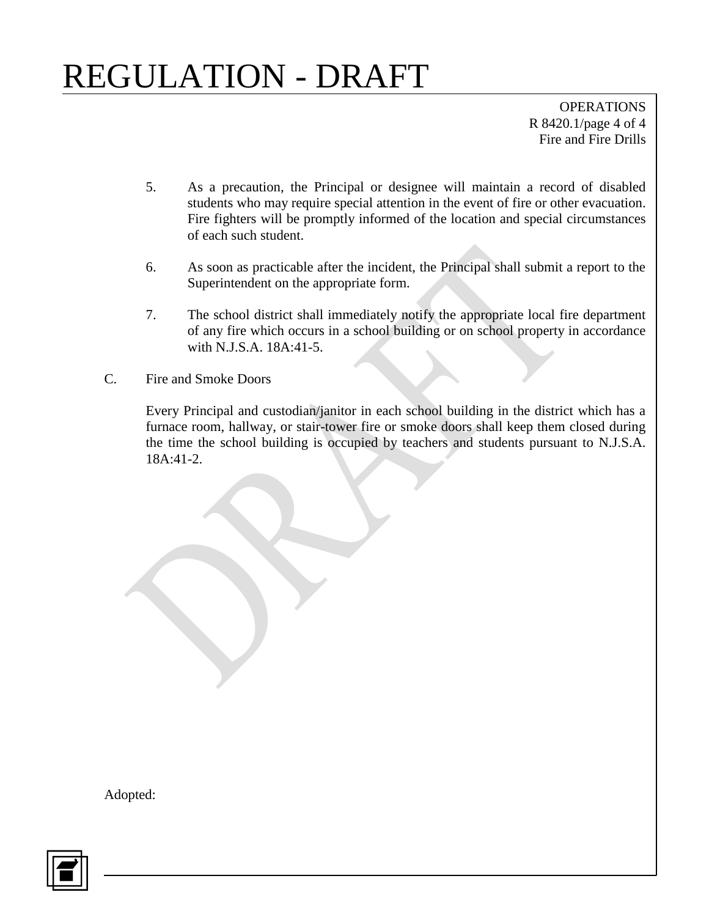5. As a precaution, the Principal or designee will maintain a record of disabled students who may require special attention in the event of fire or other evacuation. Fire fighters will be promptly informed of the location and special circumstances of each such student.

6. As soon as practicable after the incident, the Principal shall submit a report to the Superintendent on the appropriate form.

7. The school district shall immediately notify the appropriate local fire department of any fire which occurs in a school building or on school property in accordance with N.J.S.A. 18A:41-5.

C. Fire and Smoke Doors

Every Principal and custodian/janitor in each school building in the district which has a furnace room, hallway, or stair-tower fire or smoke doors shall keep them closed during the time the school building is occupied by teachers and students pursuant to N.J.S.A. 18A:41-2.

Adopted: